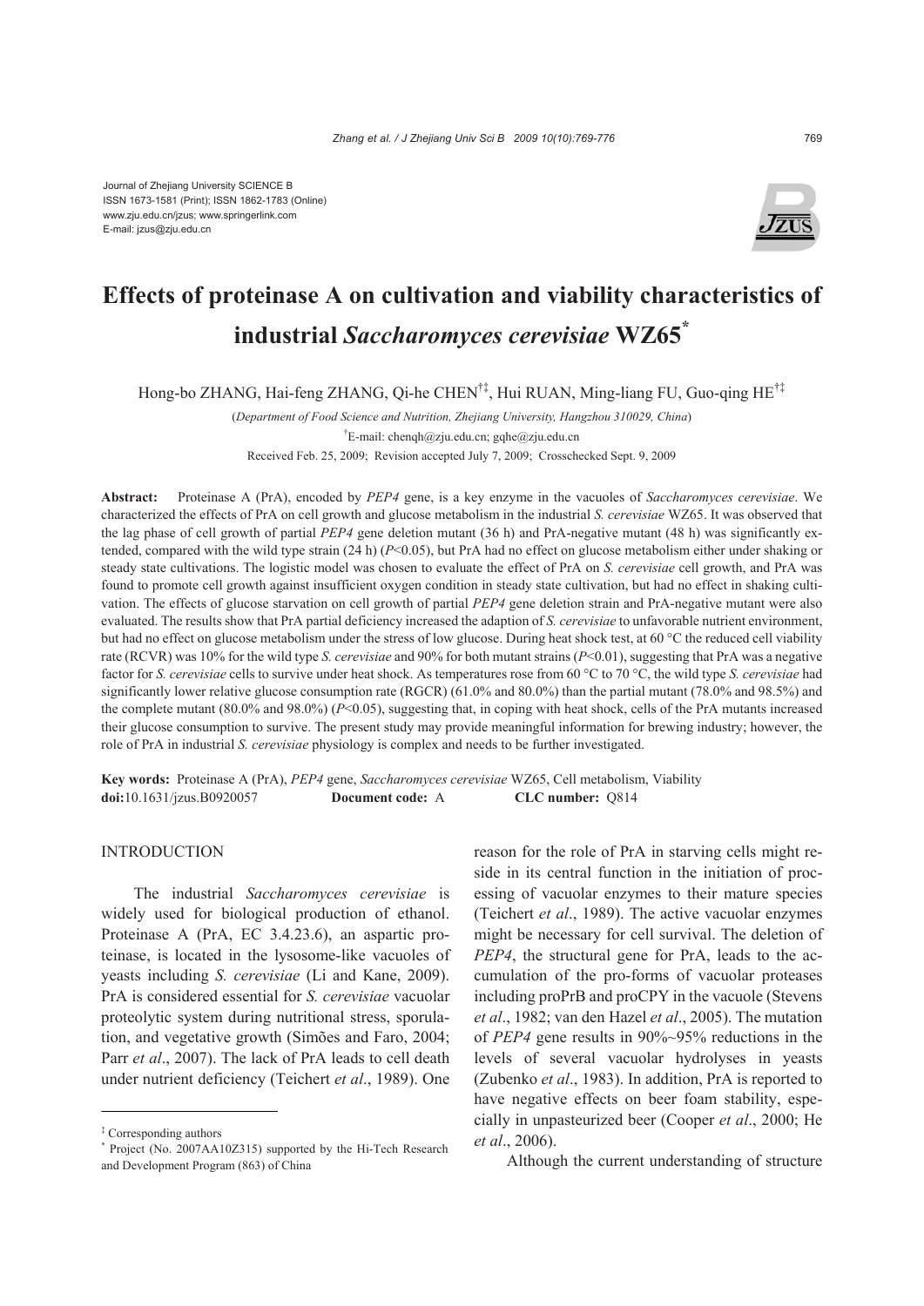Journal of Zhejiang University SCIENCE B
ISSN 1673-1581 (Print); ISSN 1862-1783 (Online)
www.zju.edu.cn/jzus; www.springerlink.com
E-mail: jzus@zju.edu.cn

# Effects of proteinase A on cultivation and viability characteristics of industrial *Saccharomyces cerevisiae* WZ65[*]

Hong-bo ZHANG, Hai-feng ZHANG, Qi-he CHEN[†‡], Hui RUAN, Ming-liang FU, Guo-qing HE[†‡]

(*Department of Food Science and Nutrition, Zhejiang University, Hangzhou 310029, China*)

[†]E-mail: chenqh@zju.edu.cn; gqhe@zju.edu.cn

Received Feb. 25, 2009; Revision accepted July 7, 2009; Crosschecked Sept. 9, 2009

**Abstract:** Proteinase A (PrA), encoded by *PEP4* gene, is a key enzyme in the vacuoles of *Saccharomyces cerevisiae*. We characterized the effects of PrA on cell growth and glucose metabolism in the industrial *S. cerevisiae* WZ65. It was observed that the lag phase of cell growth of partial *PEP4* gene deletion mutant (36 h) and PrA-negative mutant (48 h) was significantly extended, compared with the wild type strain (24 h) ($P<0.05$), but PrA had no effect on glucose metabolism either under shaking or steady state cultivations. The logistic model was chosen to evaluate the effect of PrA on *S. cerevisiae* cell growth, and PrA was found to promote cell growth against insufficient oxygen condition in steady state cultivation, but had no effect in shaking cultivation. The effects of glucose starvation on cell growth of partial *PEP4* gene deletion strain and PrA-negative mutant were also evaluated. The results show that PrA partial deficiency increased the adaption of *S. cerevisiae* to unfavorable nutrient environment, but had no effect on glucose metabolism under the stress of low glucose. During heat shock test, at 60 °C the reduced cell viability rate (RCVR) was 10% for the wild type *S. cerevisiae* and 90% for both mutant strains ($P<0.01$), suggesting that PrA was a negative factor for *S. cerevisiae* cells to survive under heat shock. As temperatures rose from 60 °C to 70 °C, the wild type *S. cerevisiae* had significantly lower relative glucose consumption rate (RGCR) (61.0% and 80.0%) than the partial mutant (78.0% and 98.5%) and the complete mutant (80.0% and 98.0%) ($P<0.05$), suggesting that, in coping with heat shock, cells of the PrA mutants increased their glucose consumption to survive. The present study may provide meaningful information for brewing industry; however, the role of PrA in industrial *S. cerevisiae* physiology is complex and needs to be further investigated.

**Key words:** Proteinase A (PrA), *PEP4* gene, *Saccharomyces cerevisiae* WZ65, Cell metabolism, Viability
**doi:**10.1631/jzus.B0920057 **Document code:** A **CLC number:** Q814

## INTRODUCTION

The industrial *Saccharomyces cerevisiae* is widely used for biological production of ethanol. Proteinase A (PrA, EC 3.4.23.6), an aspartic proteinase, is located in the lysosome-like vacuoles of yeasts including *S. cerevisiae* (Li and Kane, 2009). PrA is considered essential for *S. cerevisiae* vacuolar proteolytic system during nutritional stress, sporulation, and vegetative growth (Simões and Faro, 2004; Parr *et al*., 2007). The lack of PrA leads to cell death under nutrient deficiency (Teichert *et al*., 1989). One reason for the role of PrA in starving cells might reside in its central function in the initiation of processing of vacuolar enzymes to their mature species (Teichert *et al*., 1989). The active vacuolar enzymes might be necessary for cell survival. The deletion of *PEP4*, the structural gene for PrA, leads to the accumulation of the pro-forms of vacuolar proteases including proPrB and proCPY in the vacuole (Stevens *et al*., 1982; van den Hazel *et al*., 2005). The mutation of *PEP4* gene results in 90%~95% reductions in the levels of several vacuolar hydrolyses in yeasts (Zubenko *et al*., 1983). In addition, PrA is reported to have negative effects on beer foam stability, especially in unpasteurized beer (Cooper *et al*., 2000; He *et al*., 2006).

Although the current understanding of structure

---

[‡] Corresponding authors
[*] Project (No. 2007AA10Z315) supported by the Hi-Tech Research and Development Program (863) of China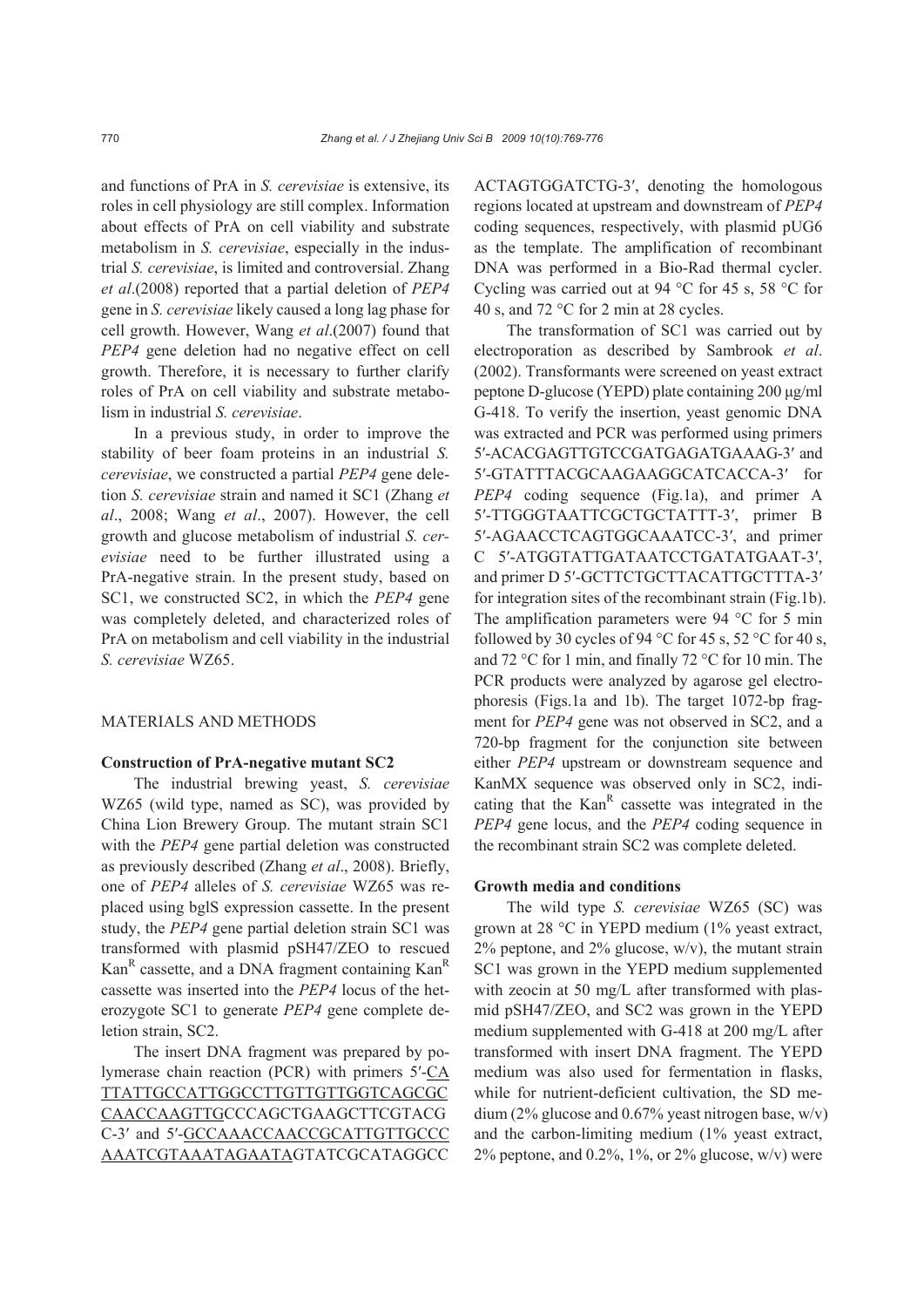and functions of PrA in *S. cerevisiae* is extensive, its roles in cell physiology are still complex. Information about effects of PrA on cell viability and substrate metabolism in *S. cerevisiae*, especially in the industrial *S. cerevisiae*, is limited and controversial. Zhang *et al*.(2008) reported that a partial deletion of *PEP4* gene in *S. cerevisiae* likely caused a long lag phase for cell growth. However, Wang *et al*.(2007) found that *PEP4* gene deletion had no negative effect on cell growth. Therefore, it is necessary to further clarify roles of PrA on cell viability and substrate metabolism in industrial *S. cerevisiae*.

In a previous study, in order to improve the stability of beer foam proteins in an industrial *S. cerevisiae*, we constructed a partial *PEP4* gene deletion *S. cerevisiae* strain and named it SC1 (Zhang *et al*., 2008; Wang *et al*., 2007). However, the cell growth and glucose metabolism of industrial *S. cerevisiae* need to be further illustrated using a PrA-negative strain. In the present study, based on SC1, we constructed SC2, in which the *PEP4* gene was completely deleted, and characterized roles of PrA on metabolism and cell viability in the industrial *S. cerevisiae* WZ65.

## MATERIALS AND METHODS

### Construction of PrA-negative mutant SC2

The industrial brewing yeast, *S. cerevisiae* WZ65 (wild type, named as SC), was provided by China Lion Brewery Group. The mutant strain SC1 with the *PEP4* gene partial deletion was constructed as previously described (Zhang *et al*., 2008). Briefly, one of *PEP4* alleles of *S. cerevisiae* WZ65 was replaced using bglS expression cassette. In the present study, the *PEP4* gene partial deletion strain SC1 was transformed with plasmid pSH47/ZEO to rescued $Kan^R$ cassette, and a DNA fragment containing $Kan^R$ cassette was inserted into the *PEP4* locus of the heterozygote SC1 to generate *PEP4* gene complete deletion strain, SC2.

The insert DNA fragment was prepared by polymerase chain reaction (PCR) with primers 5′-<u>CATTATTGCCATTGGCCTTGTTGTTGGTCAGCGCCAACCAAGTTG</u>CCCAGCTGAAGCTTCGTACGC-3′ and 5′-<u>GCCAAACCAACCGCATTGTTGCCCAAATCGTAAATAGAATA</u>GTATCGCATAGGCCACTAGTGGATCTG-3′, denoting the homologous regions located at upstream and downstream of *PEP4* coding sequences, respectively, with plasmid pUG6 as the template. The amplification of recombinant DNA was performed in a Bio-Rad thermal cycler. Cycling was carried out at 94 °C for 45 s, 58 °C for 40 s, and 72 °C for 2 min at 28 cycles.

The transformation of SC1 was carried out by electroporation as described by Sambrook *et al*. (2002). Transformants were screened on yeast extract peptone D-glucose (YEPD) plate containing 200 μg/ml G-418. To verify the insertion, yeast genomic DNA was extracted and PCR was performed using primers 5′-ACACGAGTTGTCCGATGAGATGAAAG-3′ and 5′-GTATTTACGCAAGAAGGCATCACCA-3′ for *PEP4* coding sequence (Fig.1a), and primer A 5′-TTGGGTAATTCGCTGCTATTT-3′, primer B 5′-AGAACCTCAGTGGCAAATCC-3′, and primer C 5′-ATGGTATTGATAATCCTGATATGAAT-3′, and primer D 5′-GCTTCTGCTTACATTGCTTTA-3′ for integration sites of the recombinant strain (Fig.1b). The amplification parameters were 94 °C for 5 min followed by 30 cycles of 94 °C for 45 s, 52 °C for 40 s, and 72 °C for 1 min, and finally 72 °C for 10 min. The PCR products were analyzed by agarose gel electrophoresis (Figs.1a and 1b). The target 1072-bp fragment for *PEP4* gene was not observed in SC2, and a 720-bp fragment for the conjunction site between either *PEP4* upstream or downstream sequence and KanMX sequence was observed only in SC2, indicating that the $Kan^R$ cassette was integrated in the *PEP4* gene locus, and the *PEP4* coding sequence in the recombinant strain SC2 was complete deleted.

### Growth media and conditions

The wild type *S. cerevisiae* WZ65 (SC) was grown at 28 °C in YEPD medium (1% yeast extract, 2% peptone, and 2% glucose, w/v), the mutant strain SC1 was grown in the YEPD medium supplemented with zeocin at 50 mg/L after transformed with plasmid pSH47/ZEO, and SC2 was grown in the YEPD medium supplemented with G-418 at 200 mg/L after transformed with insert DNA fragment. The YEPD medium was also used for fermentation in flasks, while for nutrient-deficient cultivation, the SD medium (2% glucose and 0.67% yeast nitrogen base, w/v) and the carbon-limiting medium (1% yeast extract, 2% peptone, and 0.2%, 1%, or 2% glucose, w/v) were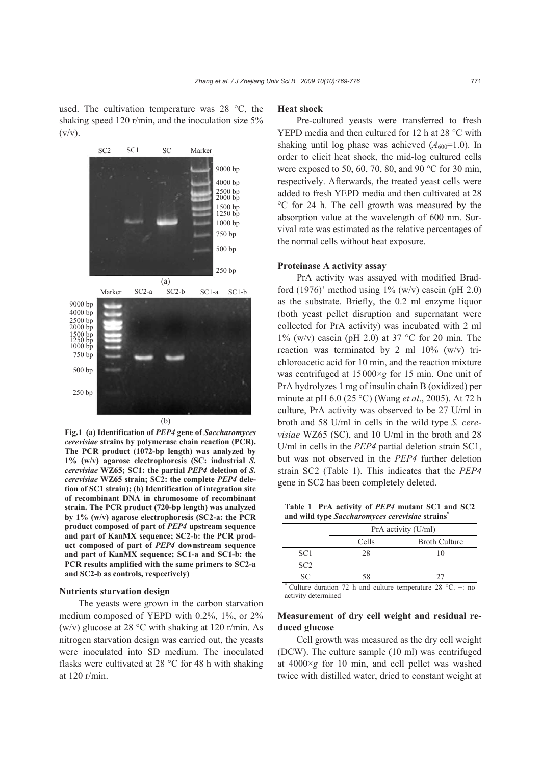used. The cultivation temperature was 28 °C, the shaking speed 120 r/min, and the inoculation size 5% (v/v).

**Fig.1 (a) Identification of *PEP4* gene of *Saccharomyces cerevisiae* strains by polymerase chain reaction (PCR). The PCR product (1072-bp length) was analyzed by 1% (w/v) agarose electrophoresis (SC: industrial *S. cerevisiae* WZ65; SC1: the partial *PEP4* deletion of *S. cerevisiae* WZ65 strain; SC2: the complete *PEP4* deletion of SC1 strain); (b) Identification of integration site of recombinant DNA in chromosome of recombinant strain. The PCR product (720-bp length) was analyzed by 1% (w/v) agarose electrophoresis (SC2-a: the PCR product composed of part of *PEP4* upstream sequence and part of KanMX sequence; SC2-b: the PCR product composed of part of *PEP4* downstream sequence and part of KanMX sequence; SC1-a and SC1-b: the PCR results amplified with the same primers to SC2-a and SC2-b as controls, respectively)**

### Nutrients starvation design

The yeasts were grown in the carbon starvation medium composed of YEPD with 0.2%, 1%, or 2% (w/v) glucose at 28 °C with shaking at 120 r/min. As nitrogen starvation design was carried out, the yeasts were inoculated into SD medium. The inoculated flasks were cultivated at 28 °C for 48 h with shaking at 120 r/min.

### Heat shock

Pre-cultured yeasts were transferred to fresh YEPD media and then cultured for 12 h at 28 °C with shaking until log phase was achieved ($A_{600}$=1.0). In order to elicit heat shock, the mid-log cultured cells were exposed to 50, 60, 70, 80, and 90 °C for 30 min, respectively. Afterwards, the treated yeast cells were added to fresh YEPD media and then cultivated at 28 °C for 24 h. The cell growth was measured by the absorption value at the wavelength of 600 nm. Survival rate was estimated as the relative percentages of the normal cells without heat exposure.

### Proteinase A activity assay

PrA activity was assayed with modified Bradford (1976)' method using 1% (w/v) casein (pH 2.0) as the substrate. Briefly, the 0.2 ml enzyme liquor (both yeast pellet disruption and supernatant were collected for PrA activity) was incubated with 2 ml 1% (w/v) casein (pH 2.0) at 37 °C for 20 min. The reaction was terminated by 2 ml 10% (w/v) trichloroacetic acid for 10 min, and the reaction mixture was centrifuged at 15000×*g* for 15 min. One unit of PrA hydrolyzes 1 mg of insulin chain B (oxidized) per minute at pH 6.0 (25 °C) (Wang *et al*., 2005). At 72 h culture, PrA activity was observed to be 27 U/ml in broth and 58 U/ml in cells in the wild type *S. cerevisiae* WZ65 (SC), and 10 U/ml in the broth and 28 U/ml in cells in the *PEP4* partial deletion strain SC1, but was not observed in the *PEP4* further deletion strain SC2 (Table 1). This indicates that the *PEP4* gene in SC2 has been completely deleted.

**Table 1 PrA activity of *PEP4* mutant SC1 and SC2 and wild type *Saccharomyces cerevisiae* strains***

| | PrA activity (U/ml) | |
|---|---|---|
| | Cells | Broth Culture |
| SC1 | 28 | 10 |
| SC2 | − | − |
| SC | 58 | 27 |

* Culture duration 72 h and culture temperature 28 °C. −: no activity determined

### Measurement of dry cell weight and residual reduced glucose

Cell growth was measured as the dry cell weight (DCW). The culture sample (10 ml) was centrifuged at 4000×*g* for 10 min, and cell pellet was washed twice with distilled water, dried to constant weight at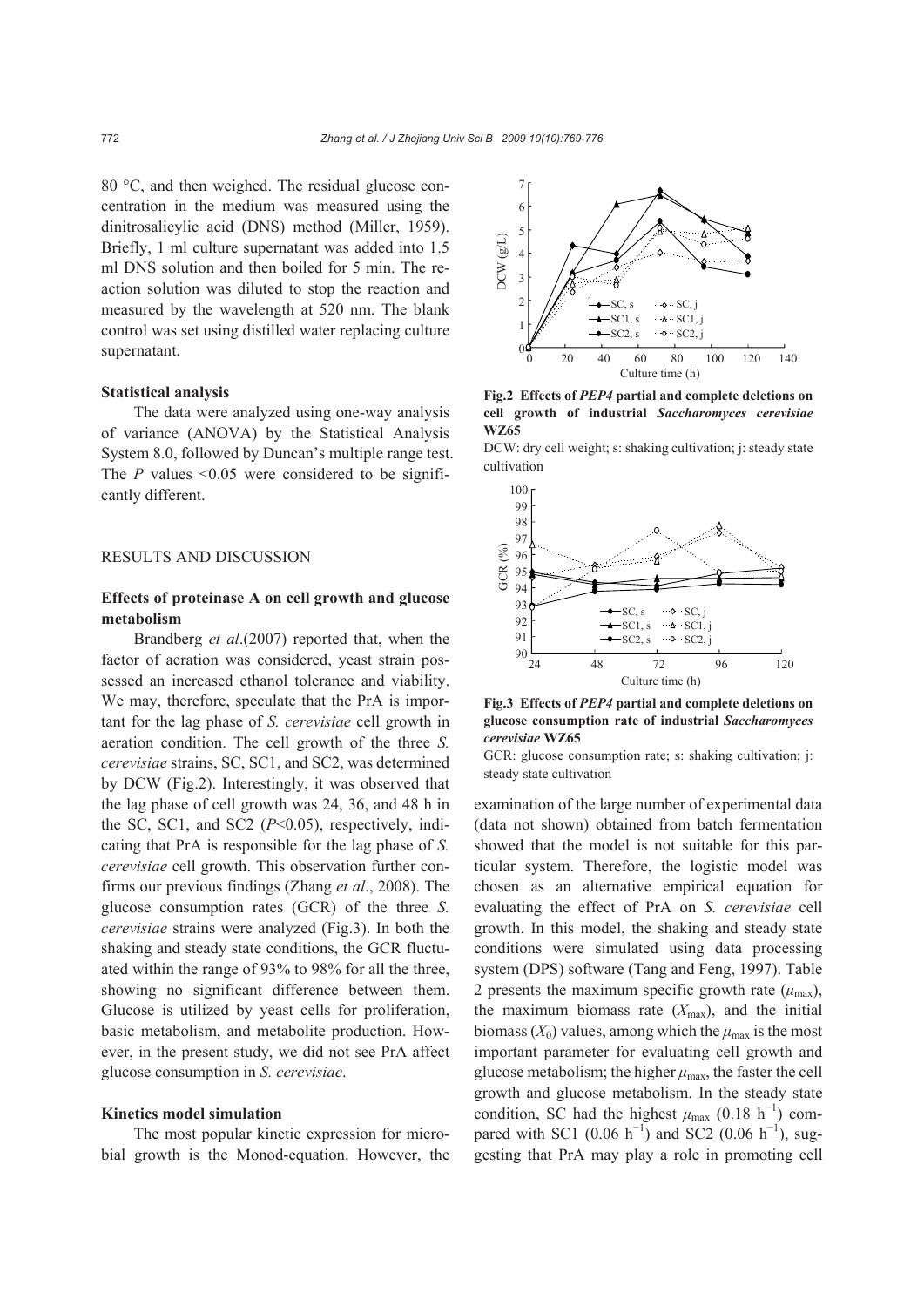80 °C, and then weighed. The residual glucose concentration in the medium was measured using the dinitrosalicylic acid (DNS) method (Miller, 1959). Briefly, 1 ml culture supernatant was added into 1.5 ml DNS solution and then boiled for 5 min. The reaction solution was diluted to stop the reaction and measured by the wavelength at 520 nm. The blank control was set using distilled water replacing culture supernatant.

### Statistical analysis

The data were analyzed using one-way analysis of variance (ANOVA) by the Statistical Analysis System 8.0, followed by Duncan's multiple range test. The $P$ values $<0.05$ were considered to be significantly different.

## RESULTS AND DISCUSSION

### Effects of proteinase A on cell growth and glucose metabolism

Brandberg *et al*.(2007) reported that, when the factor of aeration was considered, yeast strain possessed an increased ethanol tolerance and viability. We may, therefore, speculate that the PrA is important for the lag phase of *S. cerevisiae* cell growth in aeration condition. The cell growth of the three *S. cerevisiae* strains, SC, SC1, and SC2, was determined by DCW (Fig.2). Interestingly, it was observed that the lag phase of cell growth was 24, 36, and 48 h in the SC, SC1, and SC2 ($P<0.05$), respectively, indicating that PrA is responsible for the lag phase of *S. cerevisiae* cell growth. This observation further confirms our previous findings (Zhang *et al*., 2008). The glucose consumption rates (GCR) of the three *S. cerevisiae* strains were analyzed (Fig.3). In both the shaking and steady state conditions, the GCR fluctuated within the range of 93% to 98% for all the three, showing no significant difference between them. Glucose is utilized by yeast cells for proliferation, basic metabolism, and metabolite production. However, in the present study, we did not see PrA affect glucose consumption in *S. cerevisiae*.

### Kinetics model simulation

The most popular kinetic expression for microbial growth is the Monod-equation. However, the examination of the large number of experimental data (data not shown) obtained from batch fermentation showed that the model is not suitable for this particular system. Therefore, the logistic model was chosen as an alternative empirical equation for evaluating the effect of PrA on *S. cerevisiae* cell growth. In this model, the shaking and steady state conditions were simulated using data processing system (DPS) software (Tang and Feng, 1997). Table 2 presents the maximum specific growth rate ($\mu_{max}$), the maximum biomass rate ($X_{max}$), and the initial biomass ($X_0$) values, among which the $\mu_{max}$ is the most important parameter for evaluating cell growth and glucose metabolism; the higher $\mu_{max}$, the faster the cell growth and glucose metabolism. In the steady state condition, SC had the highest $\mu_{max}$ (0.18 $h^{-1}$) compared with SC1 (0.06 $h^{-1}$) and SC2 (0.06 $h^{-1}$), suggesting that PrA may play a role in promoting cell

**Fig.2 Effects of *PEP4* partial and complete deletions on cell growth of industrial *Saccharomyces cerevisiae* WZ65**

DCW: dry cell weight; s: shaking cultivation; j: steady state cultivation

**Fig.3 Effects of *PEP4* partial and complete deletions on glucose consumption rate of industrial *Saccharomyces cerevisiae* WZ65**

GCR: glucose consumption rate; s: shaking cultivation; j: steady state cultivation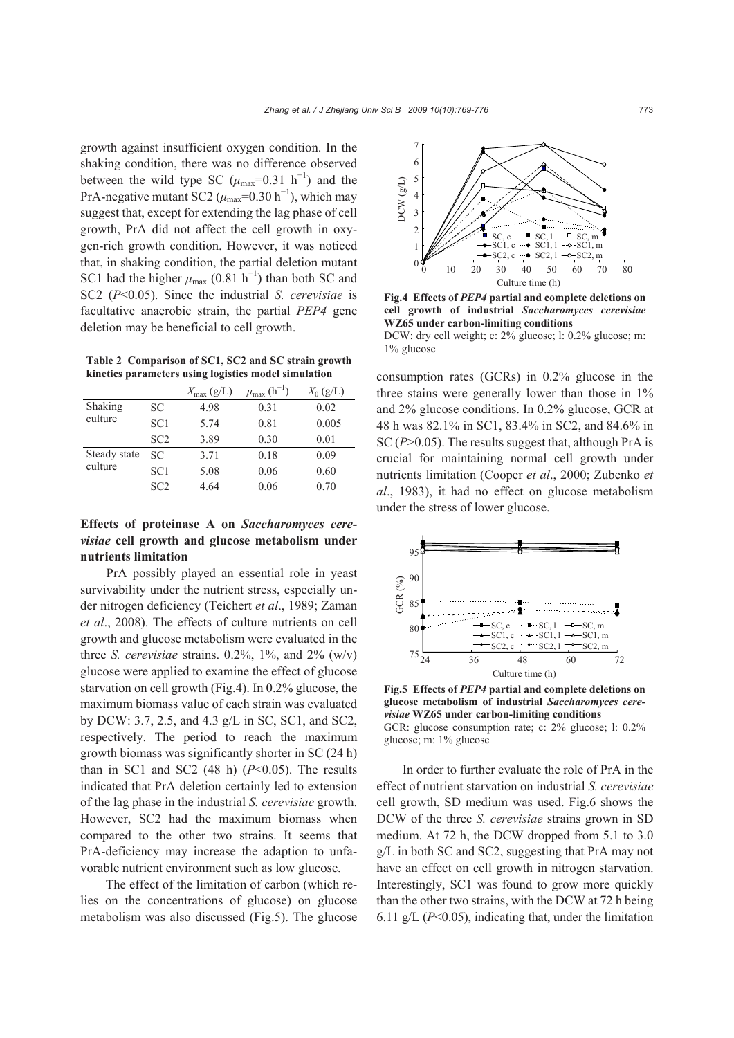growth against insufficient oxygen condition. In the shaking condition, there was no difference observed between the wild type SC ($\mu_{max}$=0.31 h$^{-1}$) and the PrA-negative mutant SC2 ($\mu_{max}$=0.30 h$^{-1}$), which may suggest that, except for extending the lag phase of cell growth, PrA did not affect the cell growth in oxygen-rich growth condition. However, it was noticed that, in shaking condition, the partial deletion mutant SC1 had the higher $\mu_{max}$ (0.81 h$^{-1}$) than both SC and SC2 ($P$<0.05). Since the industrial *S. cerevisiae* is facultative anaerobic strain, the partial *PEP4* gene deletion may be beneficial to cell growth.

**Table 2 Comparison of SC1, SC2 and SC strain growth kinetics parameters using logistics model simulation**

| | | $X_{max}$ (g/L) | $\mu_{max}$ (h$^{-1}$) | $X_0$ (g/L) |
|---|---|---|---|---|
| Shaking culture | SC | 4.98 | 0.31 | 0.02 |
| | SC1 | 5.74 | 0.81 | 0.005 |
| | SC2 | 3.89 | 0.30 | 0.01 |
| Steady state culture | SC | 3.71 | 0.18 | 0.09 |
| | SC1 | 5.08 | 0.06 | 0.60 |
| | SC2 | 4.64 | 0.06 | 0.70 |

### Effects of proteinase A on *Saccharomyces cerevisiae* cell growth and glucose metabolism under nutrients limitation

PrA possibly played an essential role in yeast survivability under the nutrient stress, especially under nitrogen deficiency (Teichert *et al*., 1989; Zaman *et al*., 2008). The effects of culture nutrients on cell growth and glucose metabolism were evaluated in the three *S. cerevisiae* strains. 0.2%, 1%, and 2% (w/v) glucose were applied to examine the effect of glucose starvation on cell growth (Fig.4). In 0.2% glucose, the maximum biomass value of each strain was evaluated by DCW: 3.7, 2.5, and 4.3 g/L in SC, SC1, and SC2, respectively. The period to reach the maximum growth biomass was significantly shorter in SC (24 h) than in SC1 and SC2 (48 h) ($P$<0.05). The results indicated that PrA deletion certainly led to extension of the lag phase in the industrial *S. cerevisiae* growth. However, SC2 had the maximum biomass when compared to the other two strains. It seems that PrA-deficiency may increase the adaption to unfavorable nutrient environment such as low glucose.

The effect of the limitation of carbon (which relies on the concentrations of glucose) on glucose metabolism was also discussed (Fig.5). The glucose consumption rates (GCRs) in 0.2% glucose in the three stains were generally lower than those in 1% and 2% glucose conditions. In 0.2% glucose, GCR at 48 h was 82.1% in SC1, 83.4% in SC2, and 84.6% in SC ($P$>0.05). The results suggest that, although PrA is crucial for maintaining normal cell growth under nutrients limitation (Cooper *et al*., 2000; Zubenko *et al*., 1983), it had no effect on glucose metabolism under the stress of lower glucose.

**Fig.4 Effects of *PEP4* partial and complete deletions on cell growth of industrial *Saccharomyces cerevisiae* WZ65 under carbon-limiting conditions**
DCW: dry cell weight; c: 2% glucose; l: 0.2% glucose; m: 1% glucose

**Fig.5 Effects of *PEP4* partial and complete deletions on glucose metabolism of industrial *Saccharomyces cerevisiae* WZ65 under carbon-limiting conditions**
GCR: glucose consumption rate; c: 2% glucose; l: 0.2% glucose; m: 1% glucose

In order to further evaluate the role of PrA in the effect of nutrient starvation on industrial *S. cerevisiae* cell growth, SD medium was used. Fig.6 shows the DCW of the three *S. cerevisiae* strains grown in SD medium. At 72 h, the DCW dropped from 5.1 to 3.0 g/L in both SC and SC2, suggesting that PrA may not have an effect on cell growth in nitrogen starvation. Interestingly, SC1 was found to grow more quickly than the other two strains, with the DCW at 72 h being 6.11 g/L ($P$<0.05), indicating that, under the limitation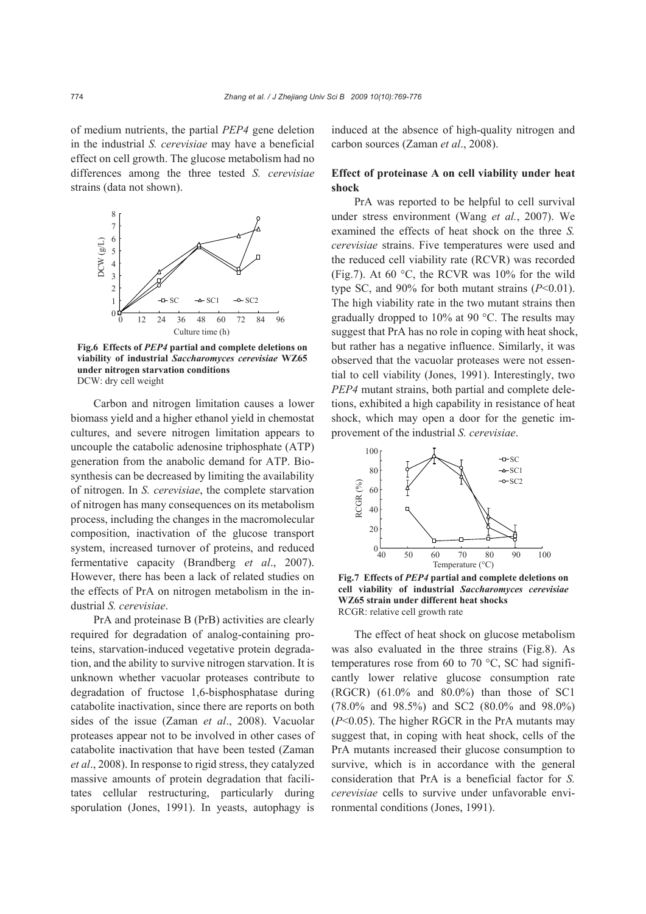of medium nutrients, the partial *PEP4* gene deletion in the industrial *S. cerevisiae* may have a beneficial effect on cell growth. The glucose metabolism had no differences among the three tested *S. cerevisiae* strains (data not shown).

**Fig.6 Effects of *PEP4* partial and complete deletions on viability of industrial *Saccharomyces cerevisiae* WZ65 under nitrogen starvation conditions**
DCW: dry cell weight

Carbon and nitrogen limitation causes a lower biomass yield and a higher ethanol yield in chemostat cultures, and severe nitrogen limitation appears to uncouple the catabolic adenosine triphosphate (ATP) generation from the anabolic demand for ATP. Biosynthesis can be decreased by limiting the availability of nitrogen. In *S. cerevisiae*, the complete starvation of nitrogen has many consequences on its metabolism process, including the changes in the macromolecular composition, inactivation of the glucose transport system, increased turnover of proteins, and reduced fermentative capacity (Brandberg *et al*., 2007). However, there has been a lack of related studies on the effects of PrA on nitrogen metabolism in the industrial *S. cerevisiae*.

PrA and proteinase B (PrB) activities are clearly required for degradation of analog-containing proteins, starvation-induced vegetative protein degradation, and the ability to survive nitrogen starvation. It is unknown whether vacuolar proteases contribute to degradation of fructose 1,6-bisphosphatase during catabolite inactivation, since there are reports on both sides of the issue (Zaman *et al*., 2008). Vacuolar proteases appear not to be involved in other cases of catabolite inactivation that have been tested (Zaman *et al*., 2008). In response to rigid stress, they catalyzed massive amounts of protein degradation that facilitates cellular restructuring, particularly during sporulation (Jones, 1991). In yeasts, autophagy is induced at the absence of high-quality nitrogen and carbon sources (Zaman *et al*., 2008).

### Effect of proteinase A on cell viability under heat shock

PrA was reported to be helpful to cell survival under stress environment (Wang *et al.*, 2007). We examined the effects of heat shock on the three *S. cerevisiae* strains. Five temperatures were used and the reduced cell viability rate (RCVR) was recorded (Fig.7). At 60 °C, the RCVR was 10% for the wild type SC, and 90% for both mutant strains ($P<0.01$). The high viability rate in the two mutant strains then gradually dropped to 10% at 90 °C. The results may suggest that PrA has no role in coping with heat shock, but rather has a negative influence. Similarly, it was observed that the vacuolar proteases were not essential to cell viability (Jones, 1991). Interestingly, two *PEP4* mutant strains, both partial and complete deletions, exhibited a high capability in resistance of heat shock, which may open a door for the genetic improvement of the industrial *S. cerevisiae*.

**Fig.7 Effects of *PEP4* partial and complete deletions on cell viability of industrial *Saccharomyces cerevisiae* WZ65 strain under different heat shocks**
RCGR: relative cell growth rate

The effect of heat shock on glucose metabolism was also evaluated in the three strains (Fig.8). As temperatures rose from 60 to 70 °C, SC had significantly lower relative glucose consumption rate (RGCR) (61.0% and 80.0%) than those of SC1 (78.0% and 98.5%) and SC2 (80.0% and 98.0%) ($P<0.05$). The higher RGCR in the PrA mutants may suggest that, in coping with heat shock, cells of the PrA mutants increased their glucose consumption to survive, which is in accordance with the general consideration that PrA is a beneficial factor for *S. cerevisiae* cells to survive under unfavorable environmental conditions (Jones, 1991).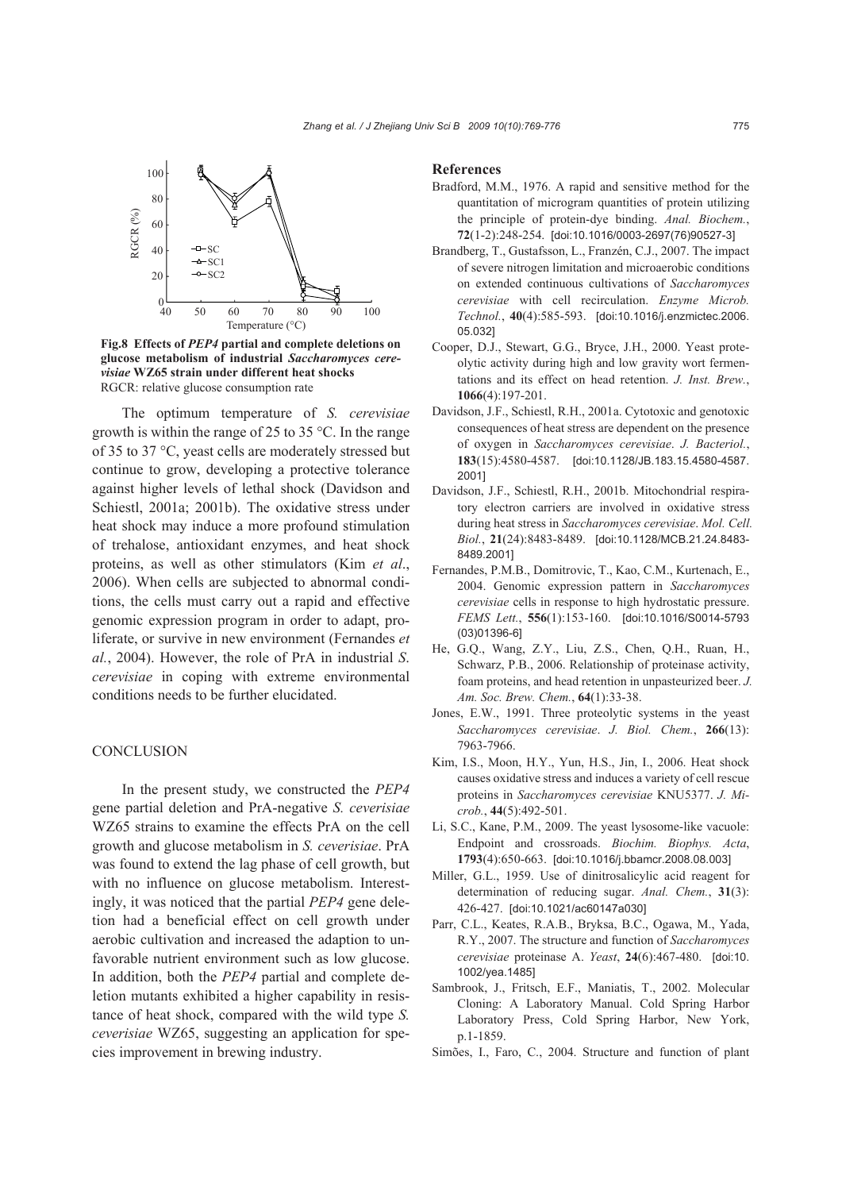Fig.8 Effects of *PEP4* partial and complete deletions on glucose metabolism of industrial *Saccharomyces cerevisiae* WZ65 strain under different heat shocks
RGCR: relative glucose consumption rate

The optimum temperature of *S. cerevisiae* growth is within the range of 25 to 35 °C. In the range of 35 to 37 °C, yeast cells are moderately stressed but continue to grow, developing a protective tolerance against higher levels of lethal shock (Davidson and Schiestl, 2001a; 2001b). The oxidative stress under heat shock may induce a more profound stimulation of trehalose, antioxidant enzymes, and heat shock proteins, as well as other stimulators (Kim *et al*., 2006). When cells are subjected to abnormal conditions, the cells must carry out a rapid and effective genomic expression program in order to adapt, proliferate, or survive in new environment (Fernandes *et al.*, 2004). However, the role of PrA in industrial *S. cerevisiae* in coping with extreme environmental conditions needs to be further elucidated.

## CONCLUSION

In the present study, we constructed the *PEP4* gene partial deletion and PrA-negative *S. ceverisiae* WZ65 strains to examine the effects PrA on the cell growth and glucose metabolism in *S. ceverisiae*. PrA was found to extend the lag phase of cell growth, but with no influence on glucose metabolism. Interestingly, it was noticed that the partial *PEP4* gene deletion had a beneficial effect on cell growth under aerobic cultivation and increased the adaption to unfavorable nutrient environment such as low glucose. In addition, both the *PEP4* partial and complete deletion mutants exhibited a higher capability in resistance of heat shock, compared with the wild type *S. ceverisiae* WZ65, suggesting an application for species improvement in brewing industry.

## References

Bradford, M.M., 1976. A rapid and sensitive method for the quantitation of microgram quantities of protein utilizing the principle of protein-dye binding. *Anal. Biochem.*, **72**(1-2):248-254. [doi:10.1016/0003-2697(76)90527-3]

Brandberg, T., Gustafsson, L., Franzén, C.J., 2007. The impact of severe nitrogen limitation and microaerobic conditions on extended continuous cultivations of *Saccharomyces cerevisiae* with cell recirculation. *Enzyme Microb. Technol.*, **40**(4):585-593. [doi:10.1016/j.enzmictec.2006.05.032]

Cooper, D.J., Stewart, G.G., Bryce, J.H., 2000. Yeast proteolytic activity during high and low gravity wort fermentations and its effect on head retention. *J. Inst. Brew.*, **1066**(4):197-201.

Davidson, J.F., Schiestl, R.H., 2001a. Cytotoxic and genotoxic consequences of heat stress are dependent on the presence of oxygen in *Saccharomyces cerevisiae*. *J. Bacteriol.*, **183**(15):4580-4587. [doi:10.1128/JB.183.15.4580-4587.2001]

Davidson, J.F., Schiestl, R.H., 2001b. Mitochondrial respiratory electron carriers are involved in oxidative stress during heat stress in *Saccharomyces cerevisiae*. *Mol. Cell. Biol.*, **21**(24):8483-8489. [doi:10.1128/MCB.21.24.8483-8489.2001]

Fernandes, P.M.B., Domitrovic, T., Kao, C.M., Kurtenach, E., 2004. Genomic expression pattern in *Saccharomyces cerevisiae* cells in response to high hydrostatic pressure. *FEMS Lett.*, **556**(1):153-160. [doi:10.1016/S0014-5793(03)01396-6]

He, G.Q., Wang, Z.Y., Liu, Z.S., Chen, Q.H., Ruan, H., Schwarz, P.B., 2006. Relationship of proteinase activity, foam proteins, and head retention in unpasteurized beer. *J. Am. Soc. Brew. Chem.*, **64**(1):33-38.

Jones, E.W., 1991. Three proteolytic systems in the yeast *Saccharomyces cerevisiae*. *J. Biol. Chem.*, **266**(13):7963-7966.

Kim, I.S., Moon, H.Y., Yun, H.S., Jin, I., 2006. Heat shock causes oxidative stress and induces a variety of cell rescue proteins in *Saccharomyces cerevisiae* KNU5377. *J. Microb.*, **44**(5):492-501.

Li, S.C., Kane, P.M., 2009. The yeast lysosome-like vacuole: Endpoint and crossroads. *Biochim. Biophys. Acta*, **1793**(4):650-663. [doi:10.1016/j.bbamcr.2008.08.003]

Miller, G.L., 1959. Use of dinitrosalicylic acid reagent for determination of reducing sugar. *Anal. Chem.*, **31**(3):426-427. [doi:10.1021/ac60147a030]

Parr, C.L., Keates, R.A.B., Bryksa, B.C., Ogawa, M., Yada, R.Y., 2007. The structure and function of *Saccharomyces cerevisiae* proteinase A. *Yeast*, **24**(6):467-480. [doi:10.1002/yea.1485]

Sambrook, J., Fritsch, E.F., Maniatis, T., 2002. Molecular Cloning: A Laboratory Manual. Cold Spring Harbor Laboratory Press, Cold Spring Harbor, New York, p.1-1859.

Simões, I., Faro, C., 2004. Structure and function of plant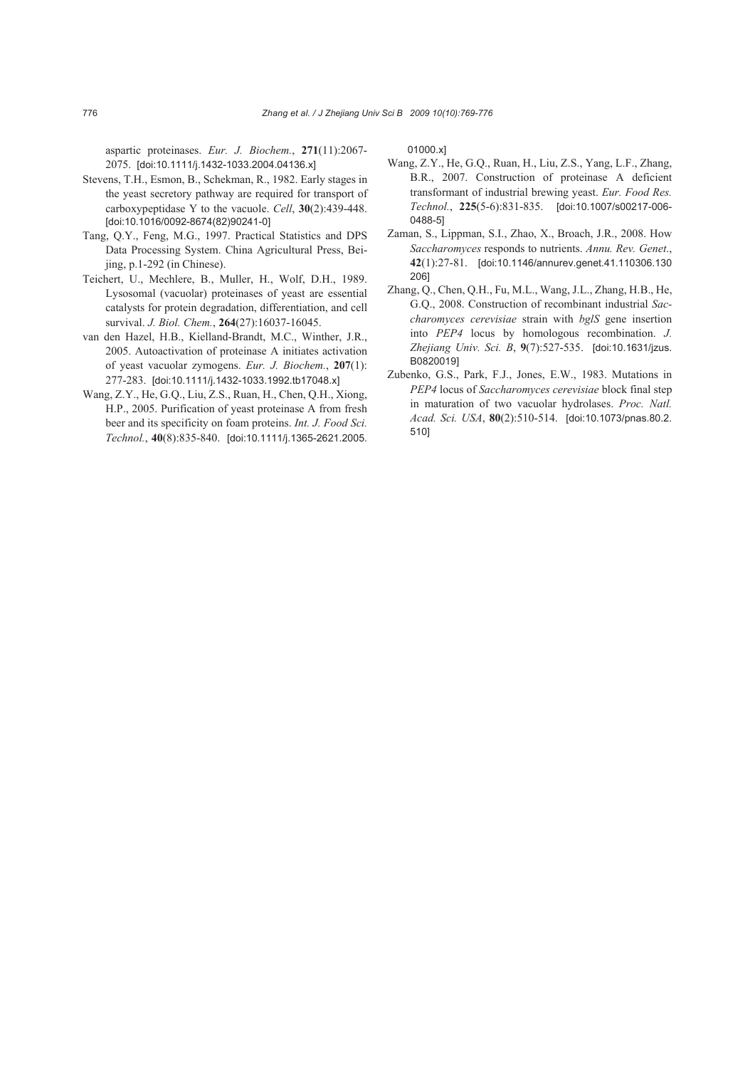aspartic proteinases. *Eur. J. Biochem.*, **271**(11):2067-2075. [doi:10.1111/j.1432-1033.2004.04136.x]

Stevens, T.H., Esmon, B., Schekman, R., 1982. Early stages in the yeast secretory pathway are required for transport of carboxypeptidase Y to the vacuole. *Cell*, **30**(2):439-448. [doi:10.1016/0092-8674(82)90241-0]

Tang, Q.Y., Feng, M.G., 1997. Practical Statistics and DPS Data Processing System. China Agricultural Press, Beijing, p.1-292 (in Chinese).

Teichert, U., Mechlere, B., Muller, H., Wolf, D.H., 1989. Lysosomal (vacuolar) proteinases of yeast are essential catalysts for protein degradation, differentiation, and cell survival. *J. Biol. Chem.*, **264**(27):16037-16045.

van den Hazel, H.B., Kielland-Brandt, M.C., Winther, J.R., 2005. Autoactivation of proteinase A initiates activation of yeast vacuolar zymogens. *Eur. J. Biochem.*, **207**(1):277-283. [doi:10.1111/j.1432-1033.1992.tb17048.x]

Wang, Z.Y., He, G.Q., Liu, Z.S., Ruan, H., Chen, Q.H., Xiong, H.P., 2005. Purification of yeast proteinase A from fresh beer and its specificity on foam proteins. *Int. J. Food Sci. Technol.*, **40**(8):835-840. [doi:10.1111/j.1365-2621.2005.01000.x]

Wang, Z.Y., He, G.Q., Ruan, H., Liu, Z.S., Yang, L.F., Zhang, B.R., 2007. Construction of proteinase A deficient transformant of industrial brewing yeast. *Eur. Food Res. Technol.*, **225**(5-6):831-835. [doi:10.1007/s00217-006-0488-5]

Zaman, S., Lippman, S.I., Zhao, X., Broach, J.R., 2008. How *Saccharomyces* responds to nutrients. *Annu. Rev. Genet.*, **42**(1):27-81. [doi:10.1146/annurev.genet.41.110306.130206]

Zhang, Q., Chen, Q.H., Fu, M.L., Wang, J.L., Zhang, H.B., He, G.Q., 2008. Construction of recombinant industrial *Saccharomyces cerevisiae* strain with *bglS* gene insertion into *PEP4* locus by homologous recombination. *J. Zhejiang Univ. Sci. B*, **9**(7):527-535. [doi:10.1631/jzus.B0820019]

Zubenko, G.S., Park, F.J., Jones, E.W., 1983. Mutations in *PEP4* locus of *Saccharomyces cerevisiae* block final step in maturation of two vacuolar hydrolases. *Proc. Natl. Acad. Sci. USA*, **80**(2):510-514. [doi:10.1073/pnas.80.2.510]